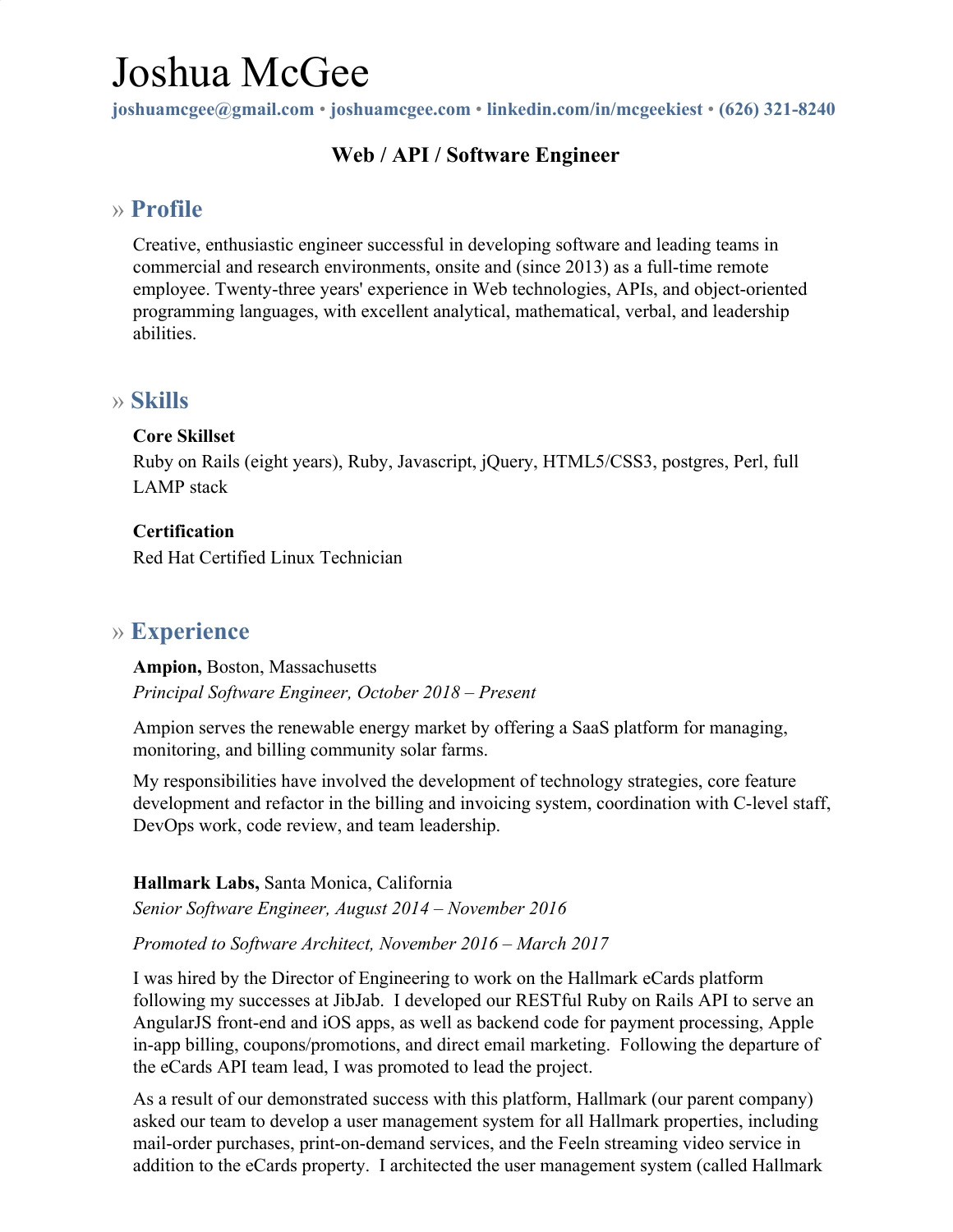# Joshua McGee

**joshuamcgee@gmail.com • joshuamcgee.com • linkedin.com/in/mcgeekiest • (626) 321-8240**

### Web / API / Software Engineer

## » Profile

Creative, enthusiastic engineer successful in developing software and leading teams in commercial and research environments, onsite and (since 2013) as a full-time remote employee. Twenty-three years' experience in Web technologies, APIs, and object-oriented programming languages, with excellent analytical, mathematical, verbal, and leadership abilities.

## » Skills

**Core Skillset**
Ruby on Rails (eight years), Ruby, Javascript, jQuery, HTML5/CSS3, postgres, Perl, full LAMP stack

**Certification**
Red Hat Certified Linux Technician

## » Experience

**Ampion,** Boston, Massachusetts
*Principal Software Engineer, October 2018 – Present*

Ampion serves the renewable energy market by offering a SaaS platform for managing, monitoring, and billing community solar farms.

My responsibilities have involved the development of technology strategies, core feature development and refactor in the billing and invoicing system, coordination with C-level staff, DevOps work, code review, and team leadership.

**Hallmark Labs,** Santa Monica, California
*Senior Software Engineer, August 2014 – November 2016*

*Promoted to Software Architect, November 2016 – March 2017*

I was hired by the Director of Engineering to work on the Hallmark eCards platform following my successes at JibJab. I developed our RESTful Ruby on Rails API to serve an AngularJS front-end and iOS apps, as well as backend code for payment processing, Apple in-app billing, coupons/promotions, and direct email marketing. Following the departure of the eCards API team lead, I was promoted to lead the project.

As a result of our demonstrated success with this platform, Hallmark (our parent company) asked our team to develop a user management system for all Hallmark properties, including mail-order purchases, print-on-demand services, and the Feeln streaming video service in addition to the eCards property. I architected the user management system (called Hallmark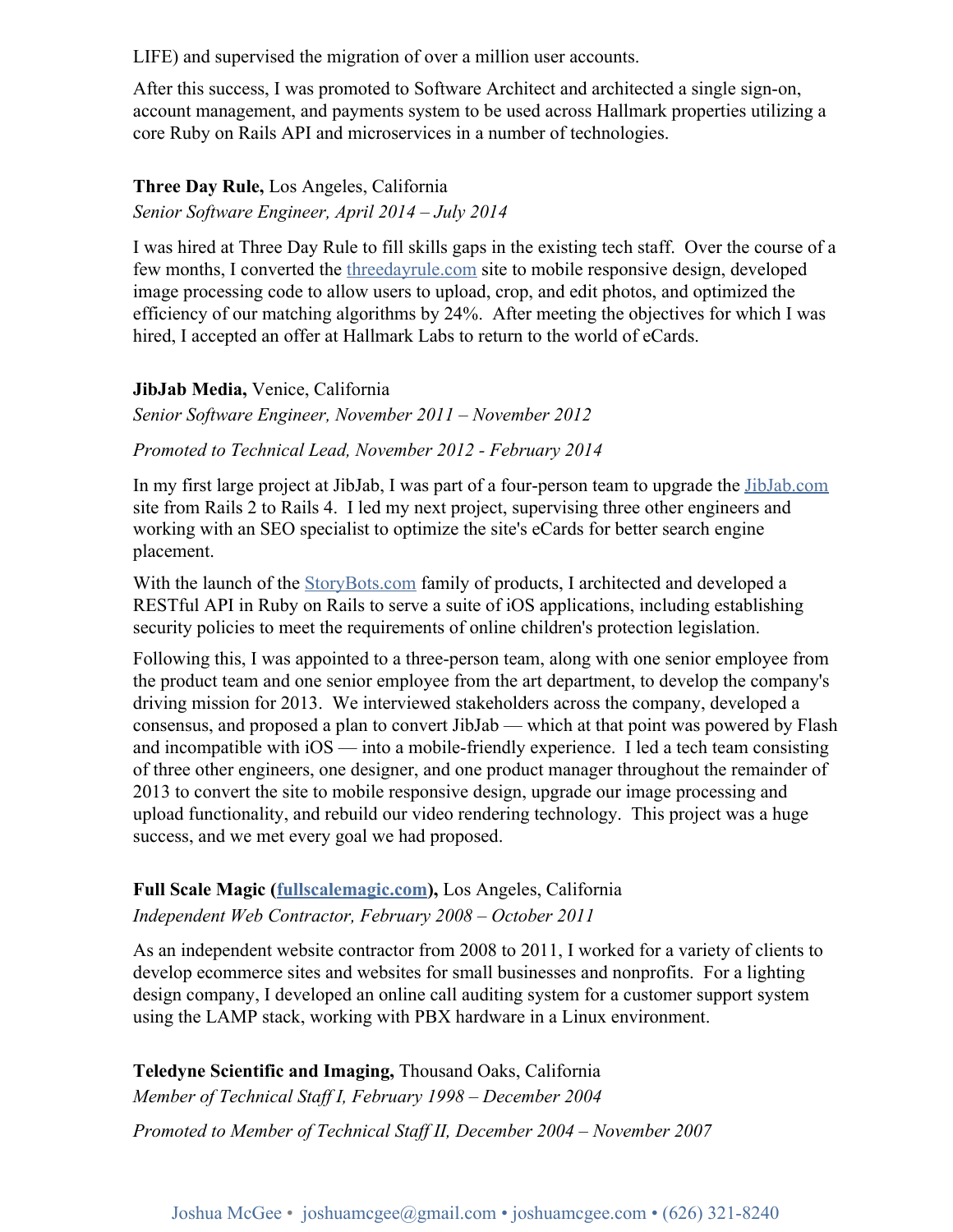LIFE) and supervised the migration of over a million user accounts.

After this success, I was promoted to Software Architect and architected a single sign-on, account management, and payments system to be used across Hallmark properties utilizing a core Ruby on Rails API and microservices in a number of technologies.

**Three Day Rule,** Los Angeles, California

*Senior Software Engineer, April 2014 – July 2014*

I was hired at Three Day Rule to fill skills gaps in the existing tech staff. Over the course of a few months, I converted the [threedayrule.com](threedayrule.com) site to mobile responsive design, developed image processing code to allow users to upload, crop, and edit photos, and optimized the efficiency of our matching algorithms by 24%. After meeting the objectives for which I was hired, I accepted an offer at Hallmark Labs to return to the world of eCards.

**JibJab Media,** Venice, California

*Senior Software Engineer, November 2011 – November 2012*

*Promoted to Technical Lead, November 2012 - February 2014*

In my first large project at JibJab, I was part of a four-person team to upgrade the [JibJab.com](JibJab.com) site from Rails 2 to Rails 4. I led my next project, supervising three other engineers and working with an SEO specialist to optimize the site's eCards for better search engine placement.

With the launch of the [StoryBots.com](StoryBots.com) family of products, I architected and developed a RESTful API in Ruby on Rails to serve a suite of iOS applications, including establishing security policies to meet the requirements of online children's protection legislation.

Following this, I was appointed to a three-person team, along with one senior employee from the product team and one senior employee from the art department, to develop the company's driving mission for 2013. We interviewed stakeholders across the company, developed a consensus, and proposed a plan to convert JibJab — which at that point was powered by Flash and incompatible with iOS — into a mobile-friendly experience. I led a tech team consisting of three other engineers, one designer, and one product manager throughout the remainder of 2013 to convert the site to mobile responsive design, upgrade our image processing and upload functionality, and rebuild our video rendering technology. This project was a huge success, and we met every goal we had proposed.

**Full Scale Magic ([fullscalemagic.com](fullscalemagic.com)),** Los Angeles, California

*Independent Web Contractor, February 2008 – October 2011*

As an independent website contractor from 2008 to 2011, I worked for a variety of clients to develop ecommerce sites and websites for small businesses and nonprofits. For a lighting design company, I developed an online call auditing system for a customer support system using the LAMP stack, working with PBX hardware in a Linux environment.

**Teledyne Scientific and Imaging,** Thousand Oaks, California

*Member of Technical Staff I, February 1998 – December 2004*

*Promoted to Member of Technical Staff II, December 2004 – November 2007*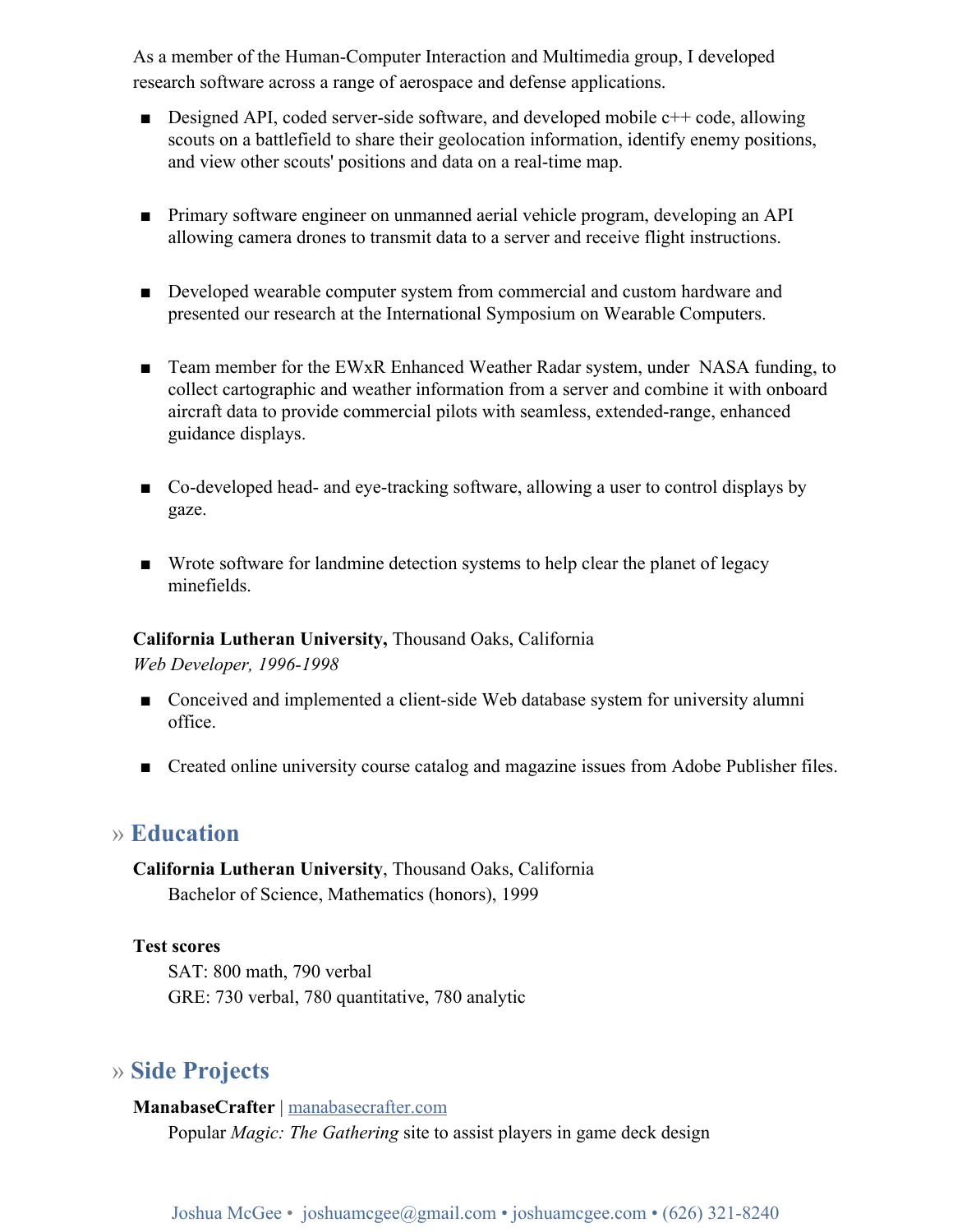As a member of the Human-Computer Interaction and Multimedia group, I developed research software across a range of aerospace and defense applications.

- Designed API, coded server-side software, and developed mobile c++ code, allowing scouts on a battlefield to share their geolocation information, identify enemy positions, and view other scouts' positions and data on a real-time map.
- Primary software engineer on unmanned aerial vehicle program, developing an API allowing camera drones to transmit data to a server and receive flight instructions.
- Developed wearable computer system from commercial and custom hardware and presented our research at the International Symposium on Wearable Computers.
- Team member for the EWxR Enhanced Weather Radar system, under NASA funding, to collect cartographic and weather information from a server and combine it with onboard aircraft data to provide commercial pilots with seamless, extended-range, enhanced guidance displays.
- Co-developed head- and eye-tracking software, allowing a user to control displays by gaze.
- Wrote software for landmine detection systems to help clear the planet of legacy minefields.

**California Lutheran University,** Thousand Oaks, California
*Web Developer, 1996-1998*

- Conceived and implemented a client-side Web database system for university alumni office.
- Created online university course catalog and magazine issues from Adobe Publisher files.

## » Education

**California Lutheran University**, Thousand Oaks, California
Bachelor of Science, Mathematics (honors), 1999

**Test scores**
SAT: 800 math, 790 verbal
GRE: 730 verbal, 780 quantitative, 780 analytic

## » Side Projects

**ManabaseCrafter** | [manabasecrafter.com](manabasecrafter.com)
Popular *Magic: The Gathering* site to assist players in game deck design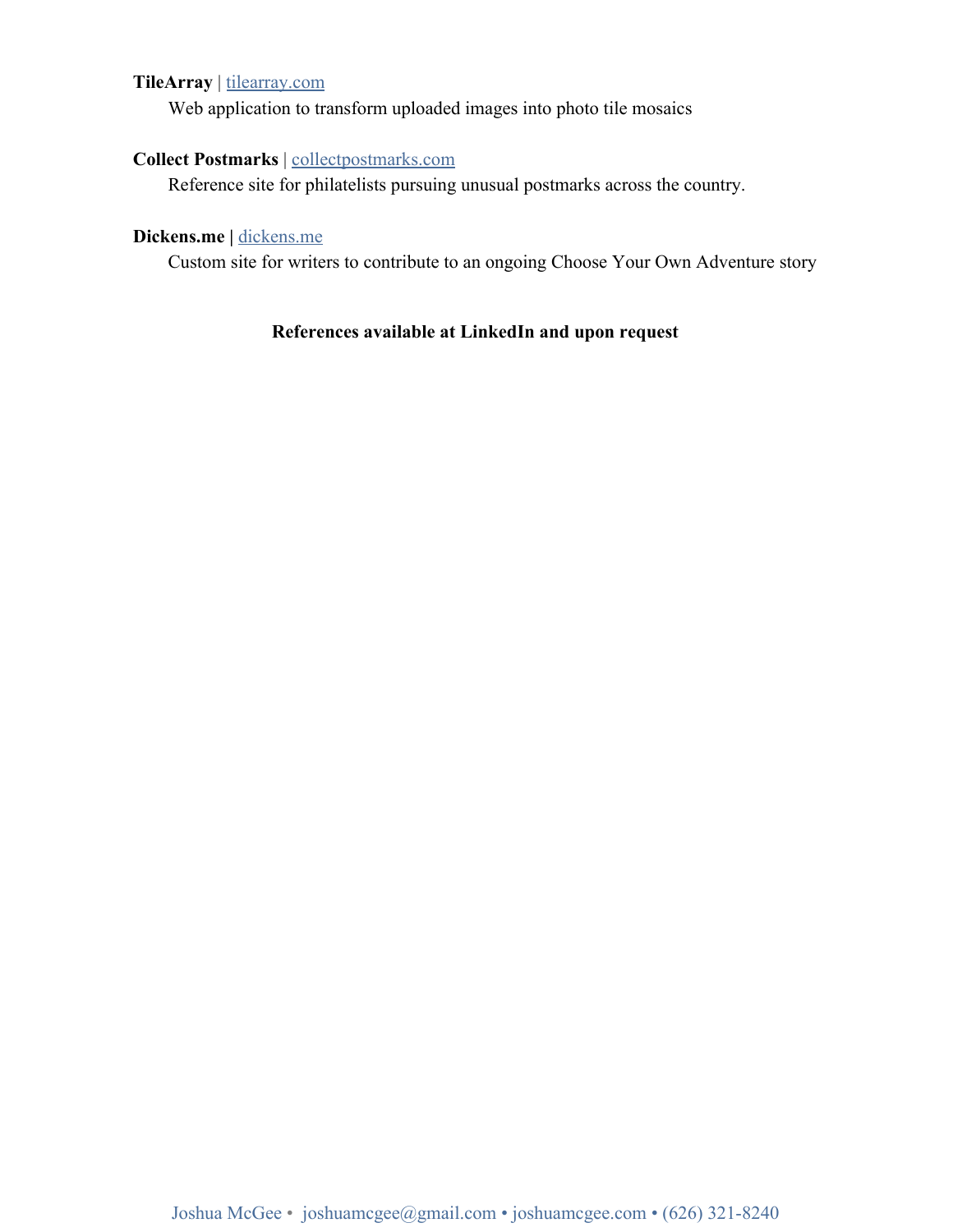**TileArray** | [tilearray.com](tilearray.com)

Web application to transform uploaded images into photo tile mosaics

**Collect Postmarks** | [collectpostmarks.com](collectpostmarks.com)

Reference site for philatelists pursuing unusual postmarks across the country.

**Dickens.me |** [dickens.me](dickens.me)

Custom site for writers to contribute to an ongoing Choose Your Own Adventure story

**References available at LinkedIn and upon request**